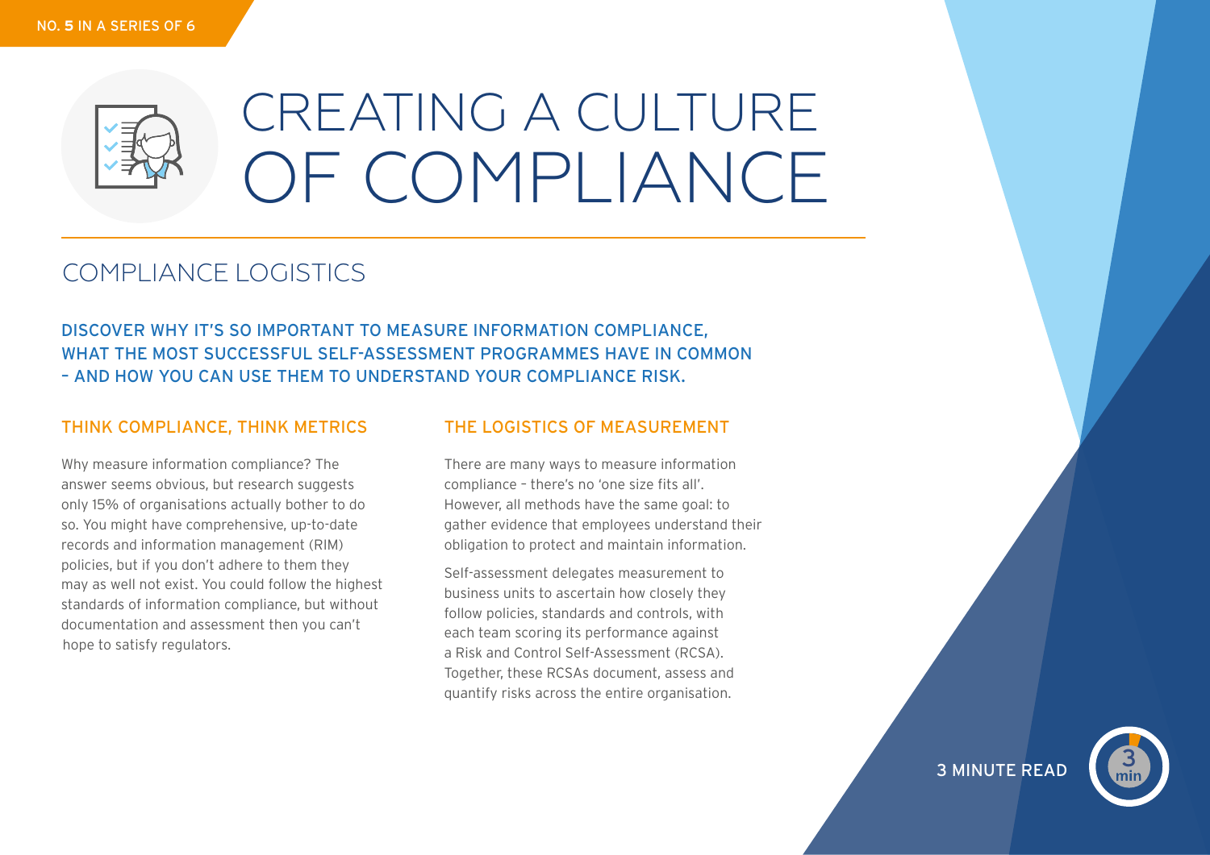NO. 5 IN A SERIES OF 6

# CREATING A CULTURE OF COMPLIANCE

## COMPLIANCE LOGISTICS

DISCOVER WHY IT'S SO IMPORTANT TO MEASURE INFORMATION COMPLIANCE, WHAT THE MOST SUCCESSFUL SELF-ASSESSMENT PROGRAMMES HAVE IN COMMON – AND HOW YOU CAN USE THEM TO UNDERSTAND YOUR COMPLIANCE RISK.

### THINK COMPLIANCE, THINK METRICS

Why measure information compliance? The answer seems obvious, but research suggests only 15% of organisations actually bother to do so. You might have comprehensive, up-to-date records and information management (RIM) policies, but if you don't adhere to them they may as well not exist. You could follow the highest standards of information compliance, but without documentation and assessment then you can't hope to satisfy regulators.

### THE LOGISTICS OF MEASUREMENT

There are many ways to measure information compliance – there's no 'one size fits all'. However, all methods have the same goal: to gather evidence that employees understand their obligation to protect and maintain information.

Self-assessment delegates measurement to business units to ascertain how closely they follow policies, standards and controls, with each team scoring its performance against a Risk and Control Self-Assessment (RCSA). Together, these RCSAs document, assess and quantify risks across the entire organisation.

3 MINUTE READ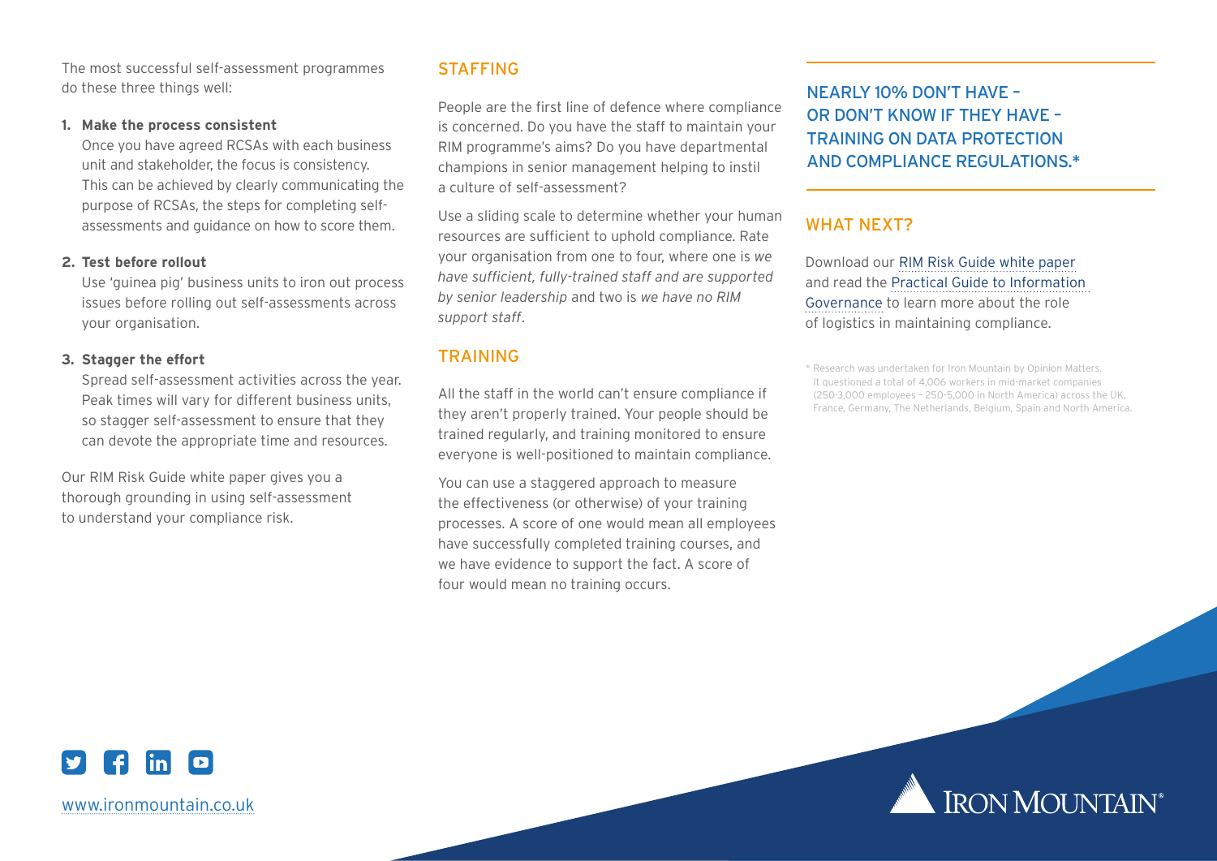The most successful self-assessment programmes do these three things well:

1. **Make the process consistent**
   Once you have agreed RCSAs with each business unit and stakeholder, the focus is consistency. This can be achieved by clearly communicating the purpose of RCSAs, the steps for completing self-assessments and guidance on how to score them.

2. **Test before rollout**
   Use 'guinea pig' business units to iron out process issues before rolling out self-assessments across your organisation.

3. **Stagger the effort**
   Spread self-assessment activities across the year. Peak times will vary for different business units, so stagger self-assessment to ensure that they can devote the appropriate time and resources.

Our RIM Risk Guide white paper gives you a thorough grounding in using self-assessment to understand your compliance risk.

## STAFFING

People are the first line of defence where compliance is concerned. Do you have the staff to maintain your RIM programme's aims? Do you have departmental champions in senior management helping to instil a culture of self-assessment?

Use a sliding scale to determine whether your human resources are sufficient to uphold compliance. Rate your organisation from one to four, where one is *we have sufficient, fully-trained staff and are supported by senior leadership* and two is *we have no RIM support staff*.

## TRAINING

All the staff in the world can't ensure compliance if they aren't properly trained. Your people should be trained regularly, and training monitored to ensure everyone is well-positioned to maintain compliance.

You can use a staggered approach to measure the effectiveness (or otherwise) of your training processes. A score of one would mean all employees have successfully completed training courses, and we have evidence to support the fact. A score of four would mean no training occurs.

## NEARLY 10% DON'T HAVE – OR DON'T KNOW IF THEY HAVE – TRAINING ON DATA PROTECTION AND COMPLIANCE REGULATIONS.*

## WHAT NEXT?

Download our RIM Risk Guide white paper and read the Practical Guide to Information Governance to learn more about the role of logistics in maintaining compliance.

\* Research was undertaken for Iron Mountain by Opinion Matters. It questioned a total of 4,006 workers in mid-market companies (250-3,000 employees – 250-5,000 in North America) across the UK, France, Germany, The Netherlands, Belgium, Spain and North America.

www.ironmountain.co.uk

IRON MOUNTAIN®